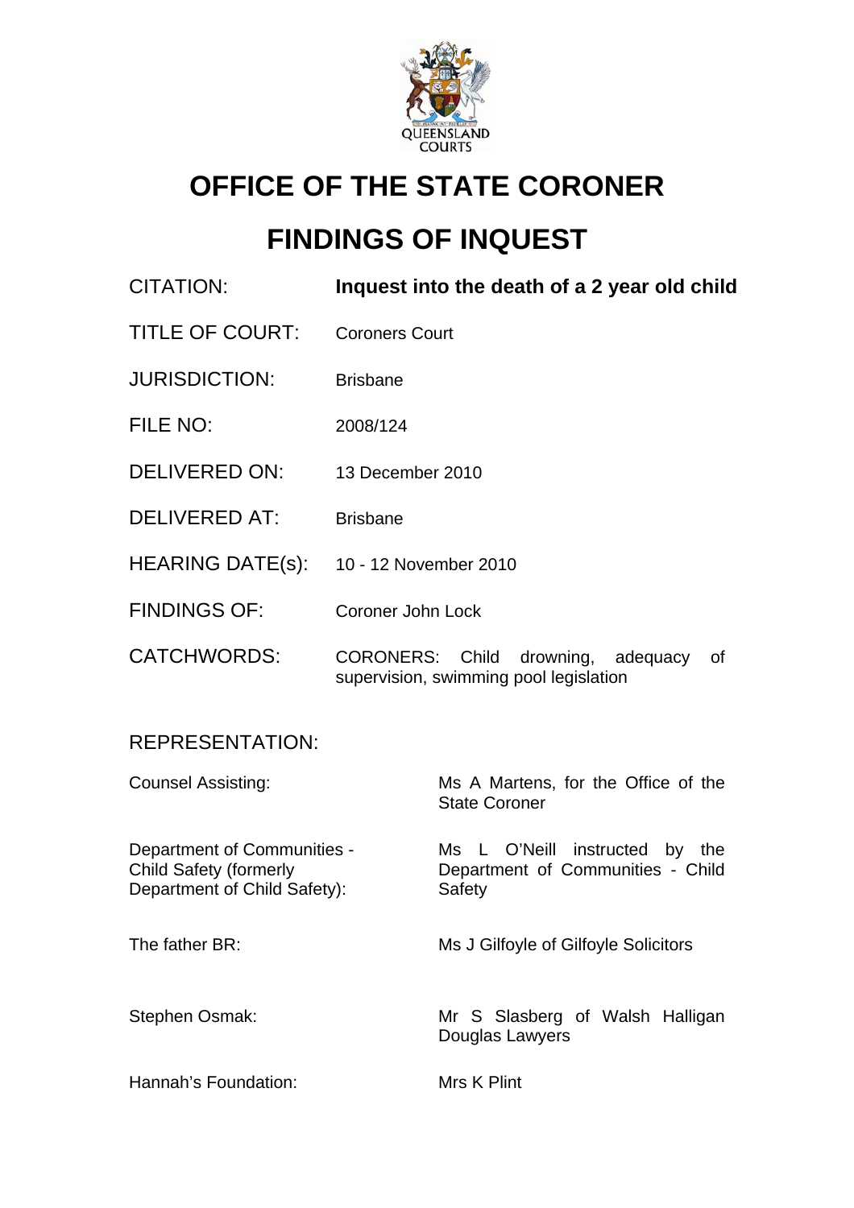# OFFICE OF THE STATE CORONER

# FINDINGS OF INQUEST

| | |
|---|---|
| CITATION: | **Inquest into the death of a 2 year old child** |
| TITLE OF COURT: | Coroners Court |
| JURISDICTION: | Brisbane |
| FILE NO: | 2008/124 |
| DELIVERED ON: | 13 December 2010 |
| DELIVERED AT: | Brisbane |
| HEARING DATE(s): | 10 - 12 November 2010 |
| FINDINGS OF: | Coroner John Lock |
| CATCHWORDS: | CORONERS: Child drowning, adequacy of supervision, swimming pool legislation |

REPRESENTATION:

| | |
|---|---|
| Counsel Assisting: | Ms A Martens, for the Office of the State Coroner |
| Department of Communities - Child Safety (formerly Department of Child Safety): | Ms L O'Neill instructed by the Department of Communities - Child Safety |
| The father BR: | Ms J Gilfoyle of Gilfoyle Solicitors |
| Stephen Osmak: | Mr S Slasberg of Walsh Halligan Douglas Lawyers |
| Hannah's Foundation: | Mrs K Plint |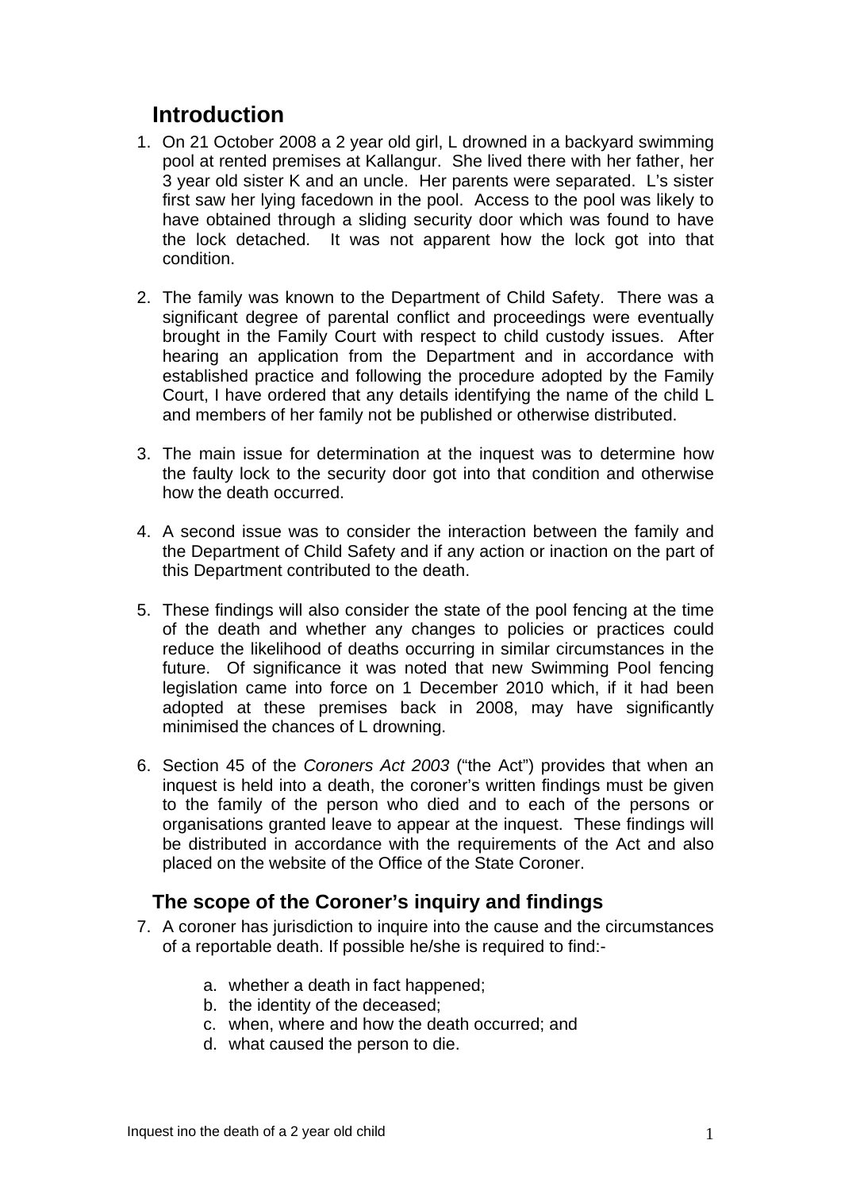## Introduction

1. On 21 October 2008 a 2 year old girl, L drowned in a backyard swimming pool at rented premises at Kallangur. She lived there with her father, her 3 year old sister K and an uncle. Her parents were separated. L's sister first saw her lying facedown in the pool. Access to the pool was likely to have obtained through a sliding security door which was found to have the lock detached. It was not apparent how the lock got into that condition.

2. The family was known to the Department of Child Safety. There was a significant degree of parental conflict and proceedings were eventually brought in the Family Court with respect to child custody issues. After hearing an application from the Department and in accordance with established practice and following the procedure adopted by the Family Court, I have ordered that any details identifying the name of the child L and members of her family not be published or otherwise distributed.

3. The main issue for determination at the inquest was to determine how the faulty lock to the security door got into that condition and otherwise how the death occurred.

4. A second issue was to consider the interaction between the family and the Department of Child Safety and if any action or inaction on the part of this Department contributed to the death.

5. These findings will also consider the state of the pool fencing at the time of the death and whether any changes to policies or practices could reduce the likelihood of deaths occurring in similar circumstances in the future. Of significance it was noted that new Swimming Pool fencing legislation came into force on 1 December 2010 which, if it had been adopted at these premises back in 2008, may have significantly minimised the chances of L drowning.

6. Section 45 of the *Coroners Act 2003* ("the Act") provides that when an inquest is held into a death, the coroner's written findings must be given to the family of the person who died and to each of the persons or organisations granted leave to appear at the inquest. These findings will be distributed in accordance with the requirements of the Act and also placed on the website of the Office of the State Coroner.

## The scope of the Coroner's inquiry and findings

7. A coroner has jurisdiction to inquire into the cause and the circumstances of a reportable death. If possible he/she is required to find:-

   a. whether a death in fact happened;
   b. the identity of the deceased;
   c. when, where and how the death occurred; and
   d. what caused the person to die.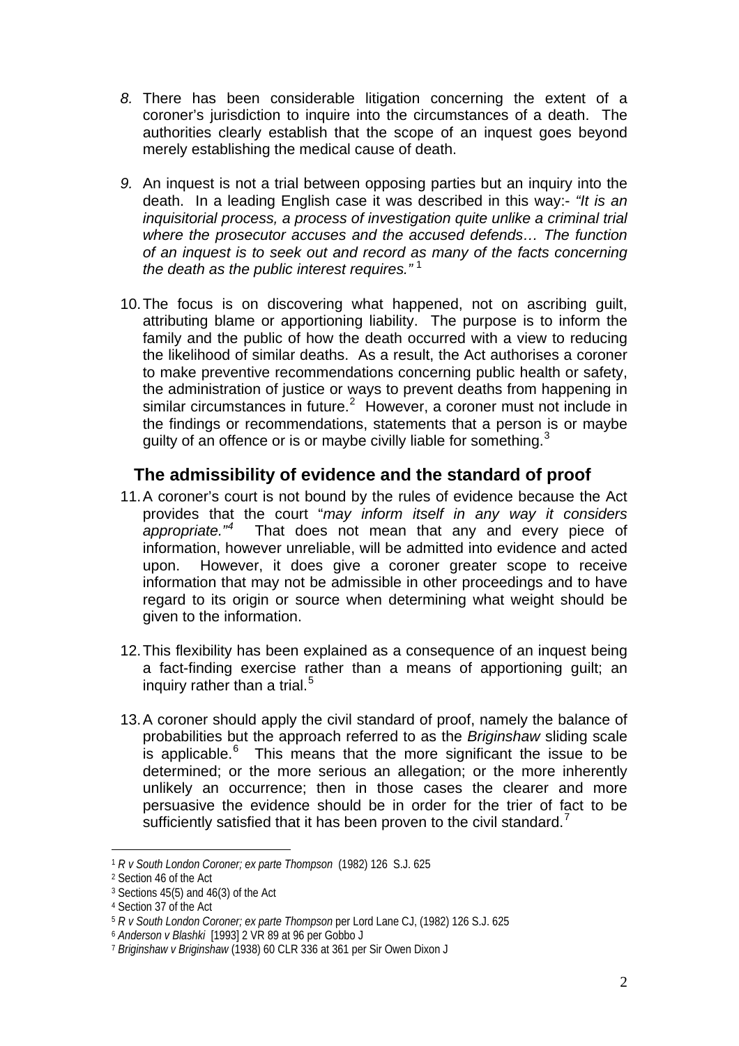8. There has been considerable litigation concerning the extent of a coroner's jurisdiction to inquire into the circumstances of a death. The authorities clearly establish that the scope of an inquest goes beyond merely establishing the medical cause of death.

9. An inquest is not a trial between opposing parties but an inquiry into the death. In a leading English case it was described in this way:- *"It is an inquisitorial process, a process of investigation quite unlike a criminal trial where the prosecutor accuses and the accused defends… The function of an inquest is to seek out and record as many of the facts concerning the death as the public interest requires."* [1]

10. The focus is on discovering what happened, not on ascribing guilt, attributing blame or apportioning liability. The purpose is to inform the family and the public of how the death occurred with a view to reducing the likelihood of similar deaths. As a result, the Act authorises a coroner to make preventive recommendations concerning public health or safety, the administration of justice or ways to prevent deaths from happening in similar circumstances in future.[2] However, a coroner must not include in the findings or recommendations, statements that a person is or maybe guilty of an offence or is or maybe civilly liable for something.[3]

## The admissibility of evidence and the standard of proof

11. A coroner's court is not bound by the rules of evidence because the Act provides that the court "*may inform itself in any way it considers appropriate."*[4] That does not mean that any and every piece of information, however unreliable, will be admitted into evidence and acted upon. However, it does give a coroner greater scope to receive information that may not be admissible in other proceedings and to have regard to its origin or source when determining what weight should be given to the information.

12. This flexibility has been explained as a consequence of an inquest being a fact-finding exercise rather than a means of apportioning guilt; an inquiry rather than a trial.[5]

13. A coroner should apply the civil standard of proof, namely the balance of probabilities but the approach referred to as the *Briginshaw* sliding scale is applicable.[6] This means that the more significant the issue to be determined; or the more serious an allegation; or the more inherently unlikely an occurrence; then in those cases the clearer and more persuasive the evidence should be in order for the trier of fact to be sufficiently satisfied that it has been proven to the civil standard.[7]

---

[1] *R v South London Coroner; ex parte Thompson* (1982) 126 S.J. 625

[2] Section 46 of the Act

[3] Sections 45(5) and 46(3) of the Act

[4] Section 37 of the Act

[5] *R v South London Coroner; ex parte Thompson* per Lord Lane CJ, (1982) 126 S.J. 625

[6] *Anderson v Blashki* [1993] 2 VR 89 at 96 per Gobbo J

[7] *Briginshaw v Briginshaw* (1938) 60 CLR 336 at 361 per Sir Owen Dixon J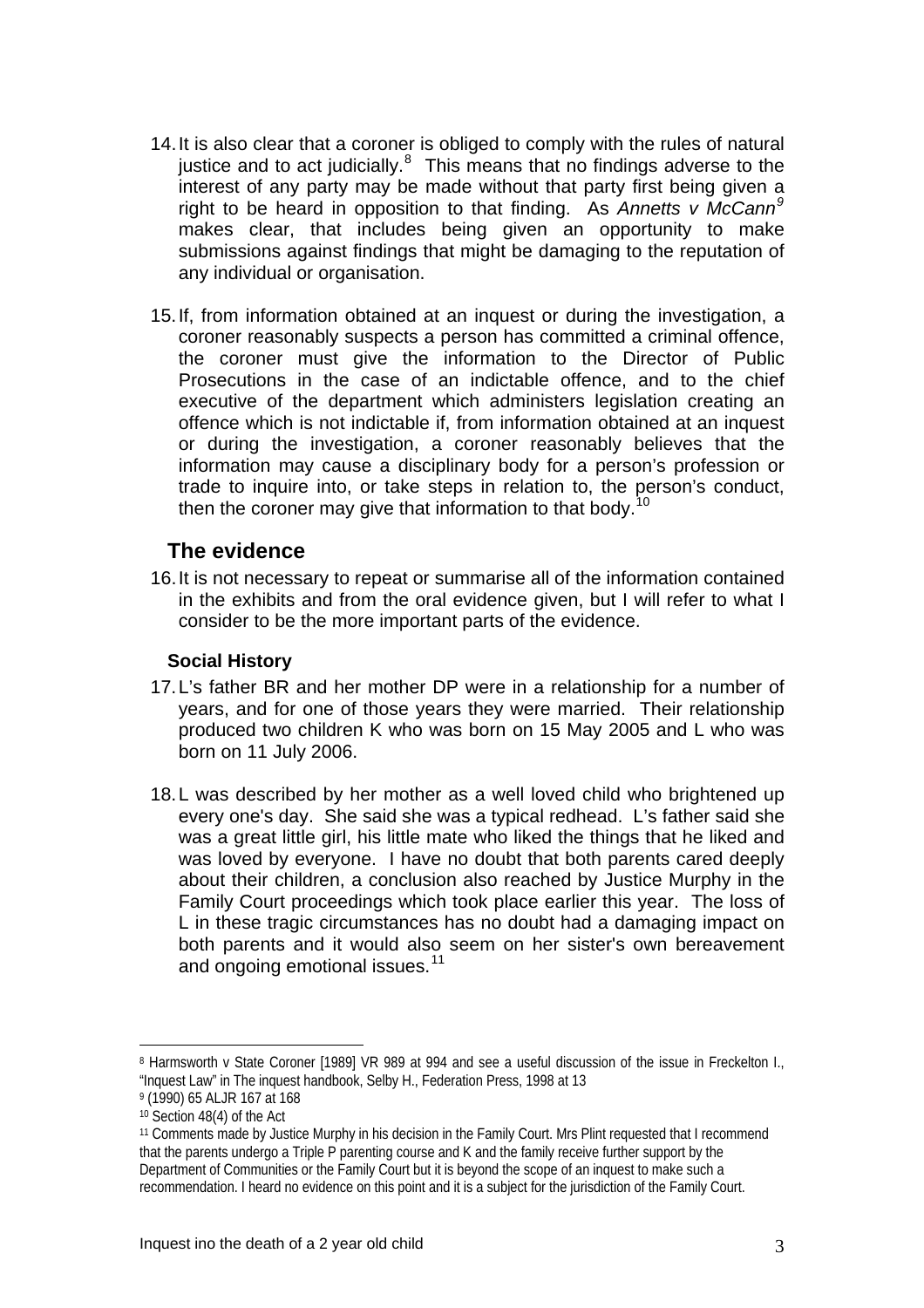14. It is also clear that a coroner is obliged to comply with the rules of natural justice and to act judicially.[8] This means that no findings adverse to the interest of any party may be made without that party first being given a right to be heard in opposition to that finding. As *Annetts v McCann*[9] makes clear, that includes being given an opportunity to make submissions against findings that might be damaging to the reputation of any individual or organisation.

15. If, from information obtained at an inquest or during the investigation, a coroner reasonably suspects a person has committed a criminal offence, the coroner must give the information to the Director of Public Prosecutions in the case of an indictable offence, and to the chief executive of the department which administers legislation creating an offence which is not indictable if, from information obtained at an inquest or during the investigation, a coroner reasonably believes that the information may cause a disciplinary body for a person's profession or trade to inquire into, or take steps in relation to, the person's conduct, then the coroner may give that information to that body.[10]

## The evidence

16. It is not necessary to repeat or summarise all of the information contained in the exhibits and from the oral evidence given, but I will refer to what I consider to be the more important parts of the evidence.

### Social History

17. L's father BR and her mother DP were in a relationship for a number of years, and for one of those years they were married. Their relationship produced two children K who was born on 15 May 2005 and L who was born on 11 July 2006.

18. L was described by her mother as a well loved child who brightened up every one's day. She said she was a typical redhead. L's father said she was a great little girl, his little mate who liked the things that he liked and was loved by everyone. I have no doubt that both parents cared deeply about their children, a conclusion also reached by Justice Murphy in the Family Court proceedings which took place earlier this year. The loss of L in these tragic circumstances has no doubt had a damaging impact on both parents and it would also seem on her sister's own bereavement and ongoing emotional issues.[11]

---

[8] Harmsworth v State Coroner [1989] VR 989 at 994 and see a useful discussion of the issue in Freckelton I., "Inquest Law" in The inquest handbook, Selby H., Federation Press, 1998 at 13

[9] (1990) 65 ALJR 167 at 168

[10] Section 48(4) of the Act

[11] Comments made by Justice Murphy in his decision in the Family Court. Mrs Plint requested that I recommend that the parents undergo a Triple P parenting course and K and the family receive further support by the Department of Communities or the Family Court but it is beyond the scope of an inquest to make such a recommendation. I heard no evidence on this point and it is a subject for the jurisdiction of the Family Court.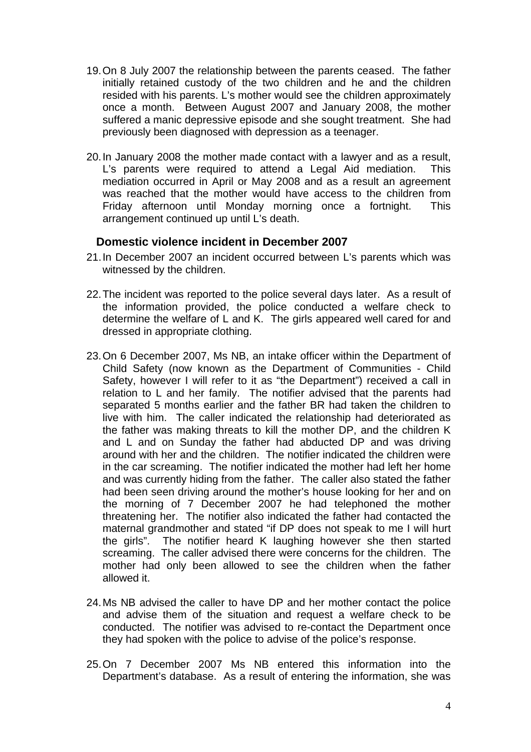19. On 8 July 2007 the relationship between the parents ceased. The father initially retained custody of the two children and he and the children resided with his parents. L's mother would see the children approximately once a month. Between August 2007 and January 2008, the mother suffered a manic depressive episode and she sought treatment. She had previously been diagnosed with depression as a teenager.

20. In January 2008 the mother made contact with a lawyer and as a result, L's parents were required to attend a Legal Aid mediation. This mediation occurred in April or May 2008 and as a result an agreement was reached that the mother would have access to the children from Friday afternoon until Monday morning once a fortnight. This arrangement continued up until L's death.

### Domestic violence incident in December 2007

21. In December 2007 an incident occurred between L's parents which was witnessed by the children.

22. The incident was reported to the police several days later. As a result of the information provided, the police conducted a welfare check to determine the welfare of L and K. The girls appeared well cared for and dressed in appropriate clothing.

23. On 6 December 2007, Ms NB, an intake officer within the Department of Child Safety (now known as the Department of Communities - Child Safety, however I will refer to it as "the Department") received a call in relation to L and her family. The notifier advised that the parents had separated 5 months earlier and the father BR had taken the children to live with him. The caller indicated the relationship had deteriorated as the father was making threats to kill the mother DP, and the children K and L and on Sunday the father had abducted DP and was driving around with her and the children. The notifier indicated the children were in the car screaming. The notifier indicated the mother had left her home and was currently hiding from the father. The caller also stated the father had been seen driving around the mother's house looking for her and on the morning of 7 December 2007 he had telephoned the mother threatening her. The notifier also indicated the father had contacted the maternal grandmother and stated "if DP does not speak to me I will hurt the girls". The notifier heard K laughing however she then started screaming. The caller advised there were concerns for the children. The mother had only been allowed to see the children when the father allowed it.

24. Ms NB advised the caller to have DP and her mother contact the police and advise them of the situation and request a welfare check to be conducted. The notifier was advised to re-contact the Department once they had spoken with the police to advise of the police's response.

25. On 7 December 2007 Ms NB entered this information into the Department's database. As a result of entering the information, she was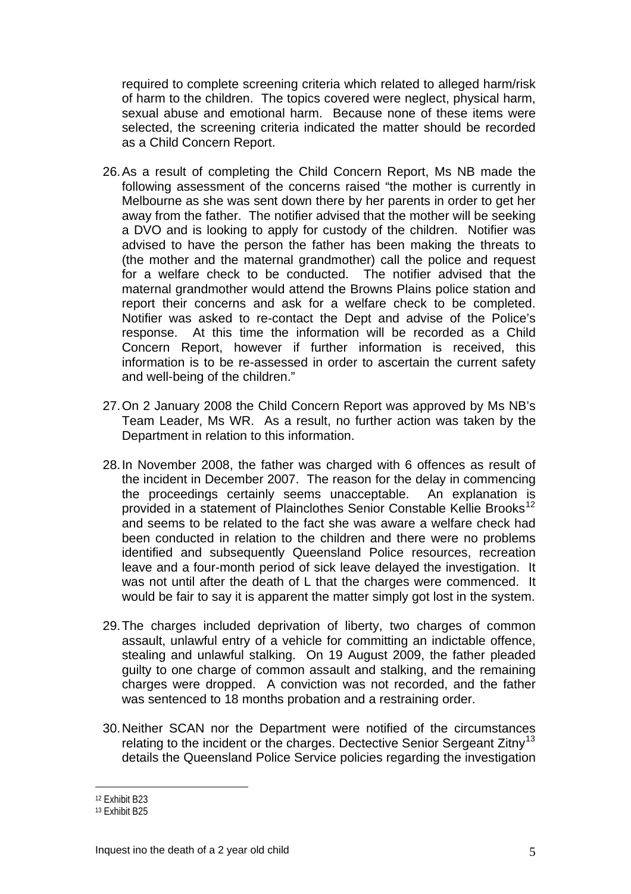required to complete screening criteria which related to alleged harm/risk of harm to the children. The topics covered were neglect, physical harm, sexual abuse and emotional harm. Because none of these items were selected, the screening criteria indicated the matter should be recorded as a Child Concern Report.

26. As a result of completing the Child Concern Report, Ms NB made the following assessment of the concerns raised "the mother is currently in Melbourne as she was sent down there by her parents in order to get her away from the father. The notifier advised that the mother will be seeking a DVO and is looking to apply for custody of the children. Notifier was advised to have the person the father has been making the threats to (the mother and the maternal grandmother) call the police and request for a welfare check to be conducted. The notifier advised that the maternal grandmother would attend the Browns Plains police station and report their concerns and ask for a welfare check to be completed. Notifier was asked to re-contact the Dept and advise of the Police's response. At this time the information will be recorded as a Child Concern Report, however if further information is received, this information is to be re-assessed in order to ascertain the current safety and well-being of the children."

27. On 2 January 2008 the Child Concern Report was approved by Ms NB's Team Leader, Ms WR. As a result, no further action was taken by the Department in relation to this information.

28. In November 2008, the father was charged with 6 offences as result of the incident in December 2007. The reason for the delay in commencing the proceedings certainly seems unacceptable. An explanation is provided in a statement of Plainclothes Senior Constable Kellie Brooks[12] and seems to be related to the fact she was aware a welfare check had been conducted in relation to the children and there were no problems identified and subsequently Queensland Police resources, recreation leave and a four-month period of sick leave delayed the investigation. It was not until after the death of L that the charges were commenced. It would be fair to say it is apparent the matter simply got lost in the system.

29. The charges included deprivation of liberty, two charges of common assault, unlawful entry of a vehicle for committing an indictable offence, stealing and unlawful stalking. On 19 August 2009, the father pleaded guilty to one charge of common assault and stalking, and the remaining charges were dropped. A conviction was not recorded, and the father was sentenced to 18 months probation and a restraining order.

30. Neither SCAN nor the Department were notified of the circumstances relating to the incident or the charges. Dectective Senior Sergeant Zitny[13] details the Queensland Police Service policies regarding the investigation

---

[12] Exhibit B23

[13] Exhibit B25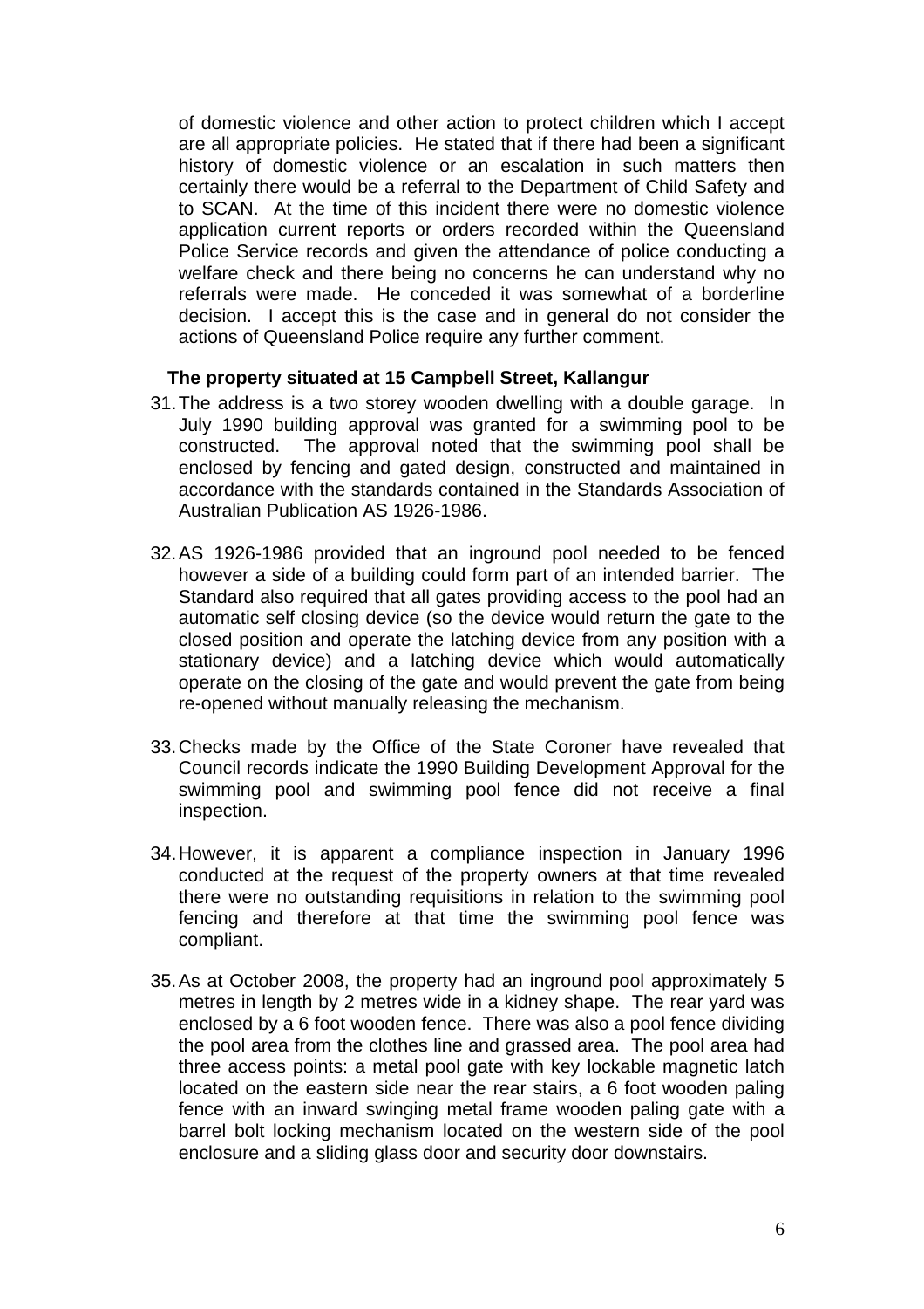of domestic violence and other action to protect children which I accept are all appropriate policies. He stated that if there had been a significant history of domestic violence or an escalation in such matters then certainly there would be a referral to the Department of Child Safety and to SCAN. At the time of this incident there were no domestic violence application current reports or orders recorded within the Queensland Police Service records and given the attendance of police conducting a welfare check and there being no concerns he can understand why no referrals were made. He conceded it was somewhat of a borderline decision. I accept this is the case and in general do not consider the actions of Queensland Police require any further comment.

**The property situated at 15 Campbell Street, Kallangur**

31. The address is a two storey wooden dwelling with a double garage. In July 1990 building approval was granted for a swimming pool to be constructed. The approval noted that the swimming pool shall be enclosed by fencing and gated design, constructed and maintained in accordance with the standards contained in the Standards Association of Australian Publication AS 1926-1986.

32. AS 1926-1986 provided that an inground pool needed to be fenced however a side of a building could form part of an intended barrier. The Standard also required that all gates providing access to the pool had an automatic self closing device (so the device would return the gate to the closed position and operate the latching device from any position with a stationary device) and a latching device which would automatically operate on the closing of the gate and would prevent the gate from being re-opened without manually releasing the mechanism.

33. Checks made by the Office of the State Coroner have revealed that Council records indicate the 1990 Building Development Approval for the swimming pool and swimming pool fence did not receive a final inspection.

34. However, it is apparent a compliance inspection in January 1996 conducted at the request of the property owners at that time revealed there were no outstanding requisitions in relation to the swimming pool fencing and therefore at that time the swimming pool fence was compliant.

35. As at October 2008, the property had an inground pool approximately 5 metres in length by 2 metres wide in a kidney shape. The rear yard was enclosed by a 6 foot wooden fence. There was also a pool fence dividing the pool area from the clothes line and grassed area. The pool area had three access points: a metal pool gate with key lockable magnetic latch located on the eastern side near the rear stairs, a 6 foot wooden paling fence with an inward swinging metal frame wooden paling gate with a barrel bolt locking mechanism located on the western side of the pool enclosure and a sliding glass door and security door downstairs.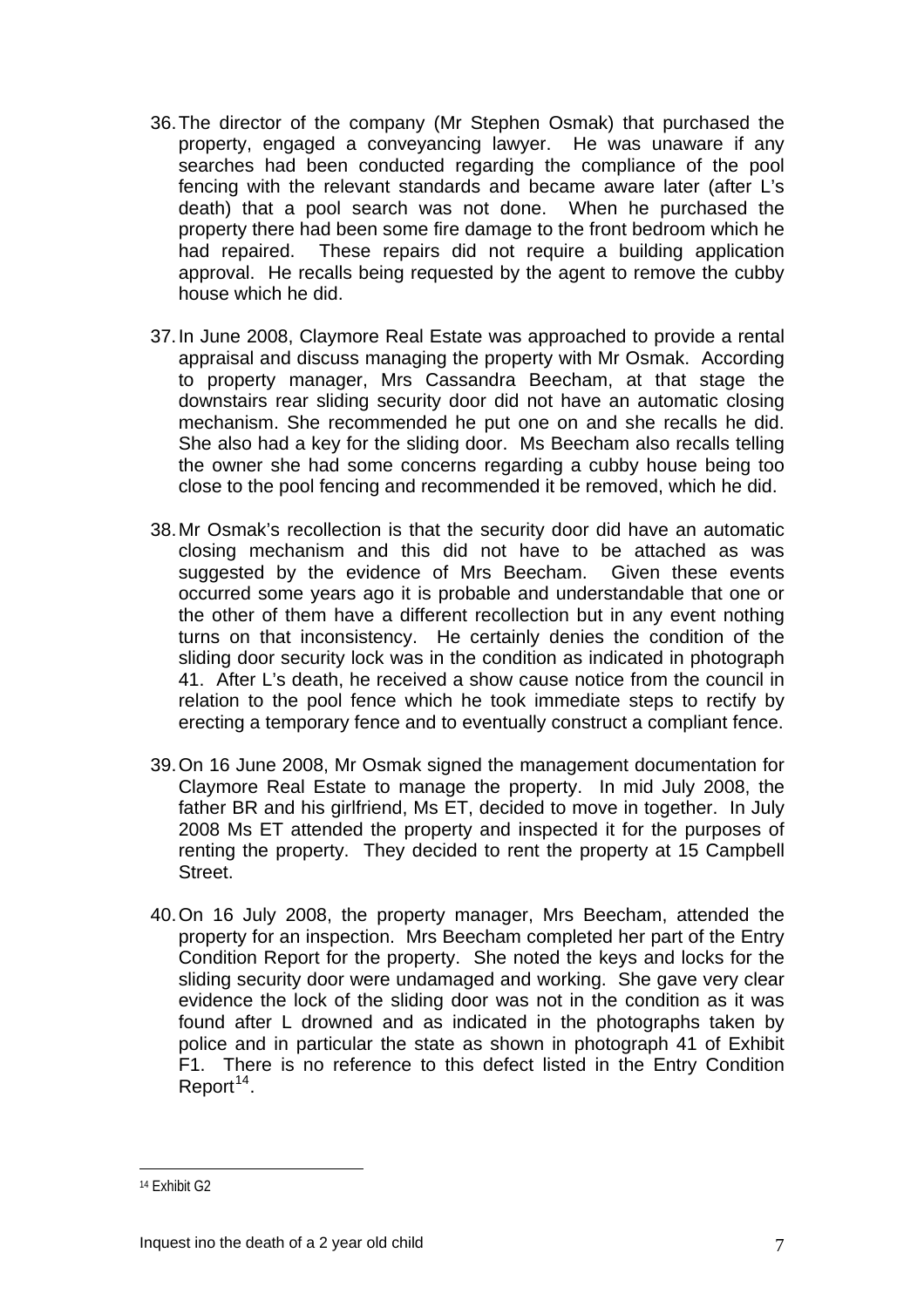36. The director of the company (Mr Stephen Osmak) that purchased the property, engaged a conveyancing lawyer. He was unaware if any searches had been conducted regarding the compliance of the pool fencing with the relevant standards and became aware later (after L's death) that a pool search was not done. When he purchased the property there had been some fire damage to the front bedroom which he had repaired. These repairs did not require a building application approval. He recalls being requested by the agent to remove the cubby house which he did.

37. In June 2008, Claymore Real Estate was approached to provide a rental appraisal and discuss managing the property with Mr Osmak. According to property manager, Mrs Cassandra Beecham, at that stage the downstairs rear sliding security door did not have an automatic closing mechanism. She recommended he put one on and she recalls he did. She also had a key for the sliding door. Ms Beecham also recalls telling the owner she had some concerns regarding a cubby house being too close to the pool fencing and recommended it be removed, which he did.

38. Mr Osmak's recollection is that the security door did have an automatic closing mechanism and this did not have to be attached as was suggested by the evidence of Mrs Beecham. Given these events occurred some years ago it is probable and understandable that one or the other of them have a different recollection but in any event nothing turns on that inconsistency. He certainly denies the condition of the sliding door security lock was in the condition as indicated in photograph 41. After L's death, he received a show cause notice from the council in relation to the pool fence which he took immediate steps to rectify by erecting a temporary fence and to eventually construct a compliant fence.

39. On 16 June 2008, Mr Osmak signed the management documentation for Claymore Real Estate to manage the property. In mid July 2008, the father BR and his girlfriend, Ms ET, decided to move in together. In July 2008 Ms ET attended the property and inspected it for the purposes of renting the property. They decided to rent the property at 15 Campbell Street.

40. On 16 July 2008, the property manager, Mrs Beecham, attended the property for an inspection. Mrs Beecham completed her part of the Entry Condition Report for the property. She noted the keys and locks for the sliding security door were undamaged and working. She gave very clear evidence the lock of the sliding door was not in the condition as it was found after L drowned and as indicated in the photographs taken by police and in particular the state as shown in photograph 41 of Exhibit F1. There is no reference to this defect listed in the Entry Condition Report[14].

[14] Exhibit G2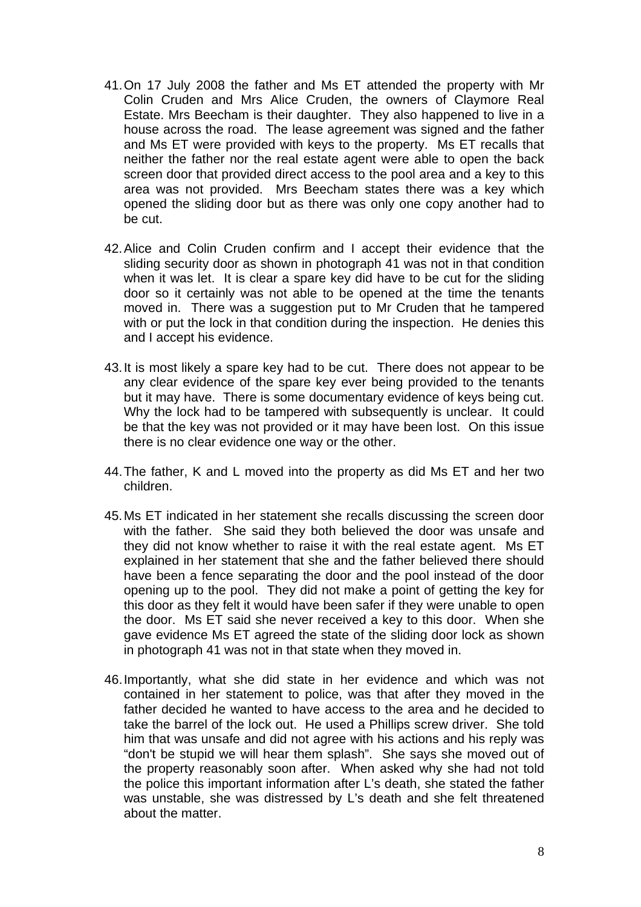41. On 17 July 2008 the father and Ms ET attended the property with Mr Colin Cruden and Mrs Alice Cruden, the owners of Claymore Real Estate. Mrs Beecham is their daughter. They also happened to live in a house across the road. The lease agreement was signed and the father and Ms ET were provided with keys to the property. Ms ET recalls that neither the father nor the real estate agent were able to open the back screen door that provided direct access to the pool area and a key to this area was not provided. Mrs Beecham states there was a key which opened the sliding door but as there was only one copy another had to be cut.

42. Alice and Colin Cruden confirm and I accept their evidence that the sliding security door as shown in photograph 41 was not in that condition when it was let. It is clear a spare key did have to be cut for the sliding door so it certainly was not able to be opened at the time the tenants moved in. There was a suggestion put to Mr Cruden that he tampered with or put the lock in that condition during the inspection. He denies this and I accept his evidence.

43. It is most likely a spare key had to be cut. There does not appear to be any clear evidence of the spare key ever being provided to the tenants but it may have. There is some documentary evidence of keys being cut. Why the lock had to be tampered with subsequently is unclear. It could be that the key was not provided or it may have been lost. On this issue there is no clear evidence one way or the other.

44. The father, K and L moved into the property as did Ms ET and her two children.

45. Ms ET indicated in her statement she recalls discussing the screen door with the father. She said they both believed the door was unsafe and they did not know whether to raise it with the real estate agent. Ms ET explained in her statement that she and the father believed there should have been a fence separating the door and the pool instead of the door opening up to the pool. They did not make a point of getting the key for this door as they felt it would have been safer if they were unable to open the door. Ms ET said she never received a key to this door. When she gave evidence Ms ET agreed the state of the sliding door lock as shown in photograph 41 was not in that state when they moved in.

46. Importantly, what she did state in her evidence and which was not contained in her statement to police, was that after they moved in the father decided he wanted to have access to the area and he decided to take the barrel of the lock out. He used a Phillips screw driver. She told him that was unsafe and did not agree with his actions and his reply was "don't be stupid we will hear them splash". She says she moved out of the property reasonably soon after. When asked why she had not told the police this important information after L's death, she stated the father was unstable, she was distressed by L's death and she felt threatened about the matter.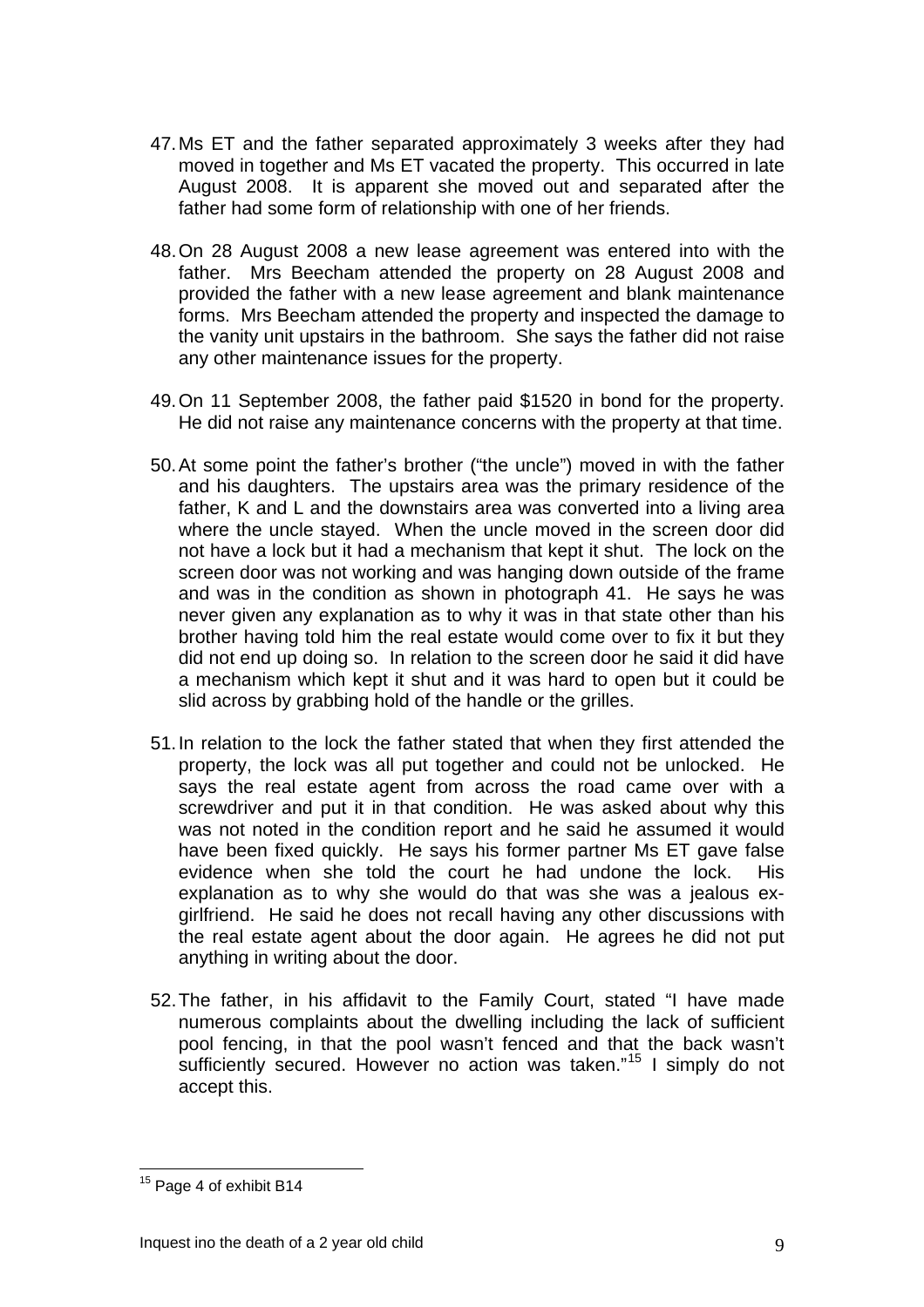47. Ms ET and the father separated approximately 3 weeks after they had moved in together and Ms ET vacated the property. This occurred in late August 2008. It is apparent she moved out and separated after the father had some form of relationship with one of her friends.

48. On 28 August 2008 a new lease agreement was entered into with the father. Mrs Beecham attended the property on 28 August 2008 and provided the father with a new lease agreement and blank maintenance forms. Mrs Beecham attended the property and inspected the damage to the vanity unit upstairs in the bathroom. She says the father did not raise any other maintenance issues for the property.

49. On 11 September 2008, the father paid $1520 in bond for the property. He did not raise any maintenance concerns with the property at that time.

50. At some point the father's brother ("the uncle") moved in with the father and his daughters. The upstairs area was the primary residence of the father, K and L and the downstairs area was converted into a living area where the uncle stayed. When the uncle moved in the screen door did not have a lock but it had a mechanism that kept it shut. The lock on the screen door was not working and was hanging down outside of the frame and was in the condition as shown in photograph 41. He says he was never given any explanation as to why it was in that state other than his brother having told him the real estate would come over to fix it but they did not end up doing so. In relation to the screen door he said it did have a mechanism which kept it shut and it was hard to open but it could be slid across by grabbing hold of the handle or the grilles.

51. In relation to the lock the father stated that when they first attended the property, the lock was all put together and could not be unlocked. He says the real estate agent from across the road came over with a screwdriver and put it in that condition. He was asked about why this was not noted in the condition report and he said he assumed it would have been fixed quickly. He says his former partner Ms ET gave false evidence when she told the court he had undone the lock. His explanation as to why she would do that was she was a jealous ex-girlfriend. He said he does not recall having any other discussions with the real estate agent about the door again. He agrees he did not put anything in writing about the door.

52. The father, in his affidavit to the Family Court, stated "I have made numerous complaints about the dwelling including the lack of sufficient pool fencing, in that the pool wasn't fenced and that the back wasn't sufficiently secured. However no action was taken."[15] I simply do not accept this.

---

[15] Page 4 of exhibit B14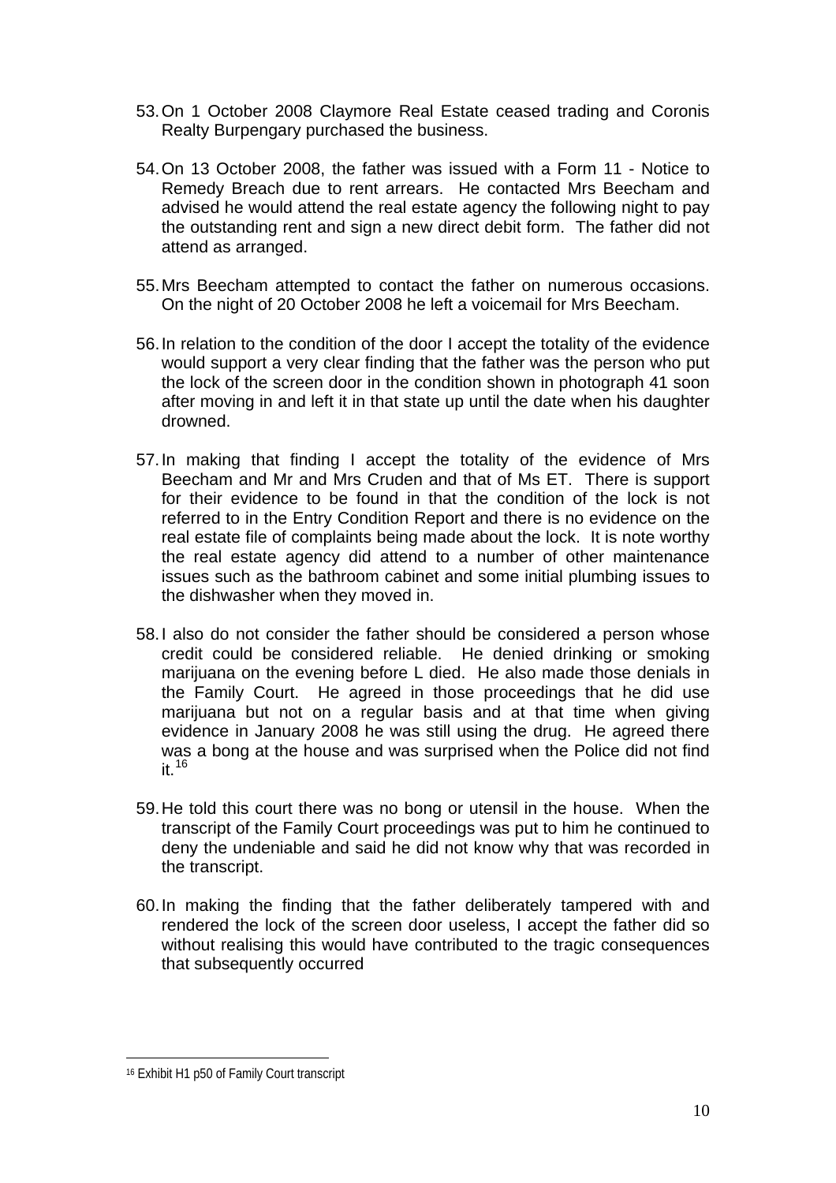53. On 1 October 2008 Claymore Real Estate ceased trading and Coronis Realty Burpengary purchased the business.

54. On 13 October 2008, the father was issued with a Form 11 - Notice to Remedy Breach due to rent arrears. He contacted Mrs Beecham and advised he would attend the real estate agency the following night to pay the outstanding rent and sign a new direct debit form. The father did not attend as arranged.

55. Mrs Beecham attempted to contact the father on numerous occasions. On the night of 20 October 2008 he left a voicemail for Mrs Beecham.

56. In relation to the condition of the door I accept the totality of the evidence would support a very clear finding that the father was the person who put the lock of the screen door in the condition shown in photograph 41 soon after moving in and left it in that state up until the date when his daughter drowned.

57. In making that finding I accept the totality of the evidence of Mrs Beecham and Mr and Mrs Cruden and that of Ms ET. There is support for their evidence to be found in that the condition of the lock is not referred to in the Entry Condition Report and there is no evidence on the real estate file of complaints being made about the lock. It is note worthy the real estate agency did attend to a number of other maintenance issues such as the bathroom cabinet and some initial plumbing issues to the dishwasher when they moved in.

58. I also do not consider the father should be considered a person whose credit could be considered reliable. He denied drinking or smoking marijuana on the evening before L died. He also made those denials in the Family Court. He agreed in those proceedings that he did use marijuana but not on a regular basis and at that time when giving evidence in January 2008 he was still using the drug. He agreed there was a bong at the house and was surprised when the Police did not find it.[16]

59. He told this court there was no bong or utensil in the house. When the transcript of the Family Court proceedings was put to him he continued to deny the undeniable and said he did not know why that was recorded in the transcript.

60. In making the finding that the father deliberately tampered with and rendered the lock of the screen door useless, I accept the father did so without realising this would have contributed to the tragic consequences that subsequently occurred

---

[16] Exhibit H1 p50 of Family Court transcript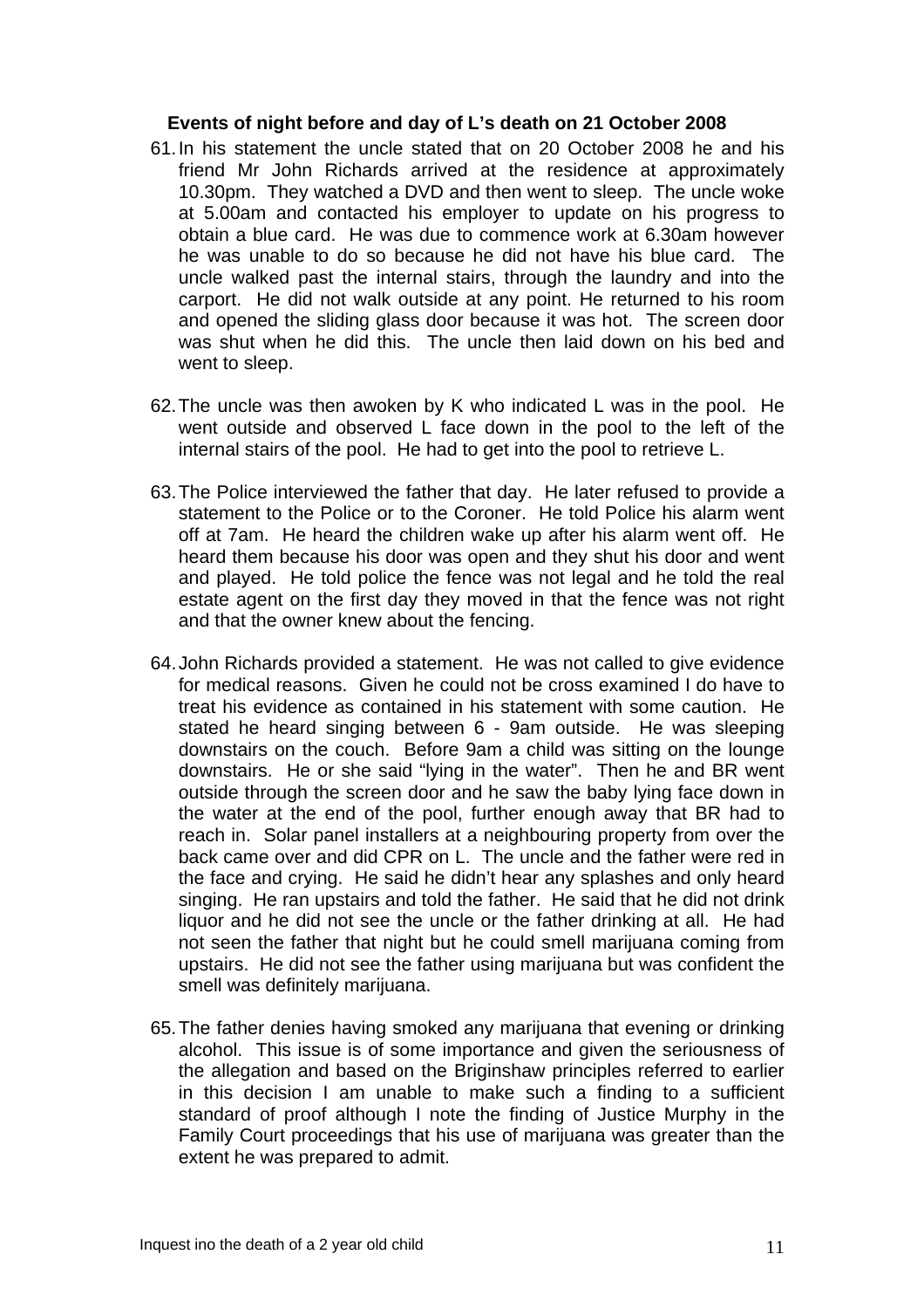**Events of night before and day of L's death on 21 October 2008**

61. In his statement the uncle stated that on 20 October 2008 he and his friend Mr John Richards arrived at the residence at approximately 10.30pm. They watched a DVD and then went to sleep. The uncle woke at 5.00am and contacted his employer to update on his progress to obtain a blue card. He was due to commence work at 6.30am however he was unable to do so because he did not have his blue card. The uncle walked past the internal stairs, through the laundry and into the carport. He did not walk outside at any point. He returned to his room and opened the sliding glass door because it was hot. The screen door was shut when he did this. The uncle then laid down on his bed and went to sleep.

62. The uncle was then awoken by K who indicated L was in the pool. He went outside and observed L face down in the pool to the left of the internal stairs of the pool. He had to get into the pool to retrieve L.

63. The Police interviewed the father that day. He later refused to provide a statement to the Police or to the Coroner. He told Police his alarm went off at 7am. He heard the children wake up after his alarm went off. He heard them because his door was open and they shut his door and went and played. He told police the fence was not legal and he told the real estate agent on the first day they moved in that the fence was not right and that the owner knew about the fencing.

64. John Richards provided a statement. He was not called to give evidence for medical reasons. Given he could not be cross examined I do have to treat his evidence as contained in his statement with some caution. He stated he heard singing between 6 - 9am outside. He was sleeping downstairs on the couch. Before 9am a child was sitting on the lounge downstairs. He or she said "lying in the water". Then he and BR went outside through the screen door and he saw the baby lying face down in the water at the end of the pool, further enough away that BR had to reach in. Solar panel installers at a neighbouring property from over the back came over and did CPR on L. The uncle and the father were red in the face and crying. He said he didn't hear any splashes and only heard singing. He ran upstairs and told the father. He said that he did not drink liquor and he did not see the uncle or the father drinking at all. He had not seen the father that night but he could smell marijuana coming from upstairs. He did not see the father using marijuana but was confident the smell was definitely marijuana.

65. The father denies having smoked any marijuana that evening or drinking alcohol. This issue is of some importance and given the seriousness of the allegation and based on the Briginshaw principles referred to earlier in this decision I am unable to make such a finding to a sufficient standard of proof although I note the finding of Justice Murphy in the Family Court proceedings that his use of marijuana was greater than the extent he was prepared to admit.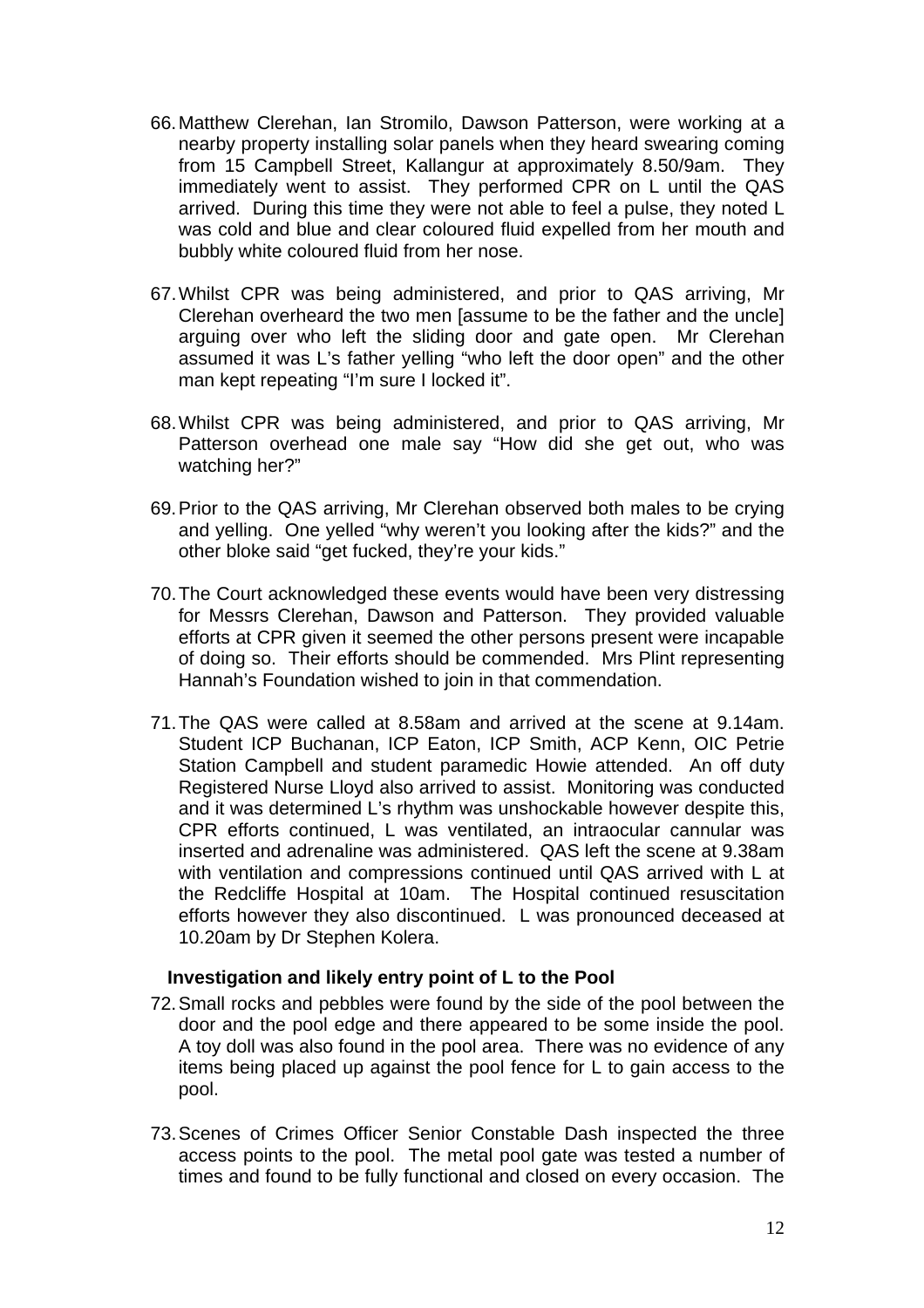66. Matthew Clerehan, Ian Stromilo, Dawson Patterson, were working at a nearby property installing solar panels when they heard swearing coming from 15 Campbell Street, Kallangur at approximately 8.50/9am. They immediately went to assist. They performed CPR on L until the QAS arrived. During this time they were not able to feel a pulse, they noted L was cold and blue and clear coloured fluid expelled from her mouth and bubbly white coloured fluid from her nose.

67. Whilst CPR was being administered, and prior to QAS arriving, Mr Clerehan overheard the two men [assume to be the father and the uncle] arguing over who left the sliding door and gate open. Mr Clerehan assumed it was L's father yelling "who left the door open" and the other man kept repeating "I'm sure I locked it".

68. Whilst CPR was being administered, and prior to QAS arriving, Mr Patterson overhead one male say "How did she get out, who was watching her?"

69. Prior to the QAS arriving, Mr Clerehan observed both males to be crying and yelling. One yelled "why weren't you looking after the kids?" and the other bloke said "get fucked, they're your kids."

70. The Court acknowledged these events would have been very distressing for Messrs Clerehan, Dawson and Patterson. They provided valuable efforts at CPR given it seemed the other persons present were incapable of doing so. Their efforts should be commended. Mrs Plint representing Hannah's Foundation wished to join in that commendation.

71. The QAS were called at 8.58am and arrived at the scene at 9.14am. Student ICP Buchanan, ICP Eaton, ICP Smith, ACP Kenn, OIC Petrie Station Campbell and student paramedic Howie attended. An off duty Registered Nurse Lloyd also arrived to assist. Monitoring was conducted and it was determined L's rhythm was unshockable however despite this, CPR efforts continued, L was ventilated, an intraocular cannular was inserted and adrenaline was administered. QAS left the scene at 9.38am with ventilation and compressions continued until QAS arrived with L at the Redcliffe Hospital at 10am. The Hospital continued resuscitation efforts however they also discontinued. L was pronounced deceased at 10.20am by Dr Stephen Kolera.

**Investigation and likely entry point of L to the Pool**

72. Small rocks and pebbles were found by the side of the pool between the door and the pool edge and there appeared to be some inside the pool. A toy doll was also found in the pool area. There was no evidence of any items being placed up against the pool fence for L to gain access to the pool.

73. Scenes of Crimes Officer Senior Constable Dash inspected the three access points to the pool. The metal pool gate was tested a number of times and found to be fully functional and closed on every occasion. The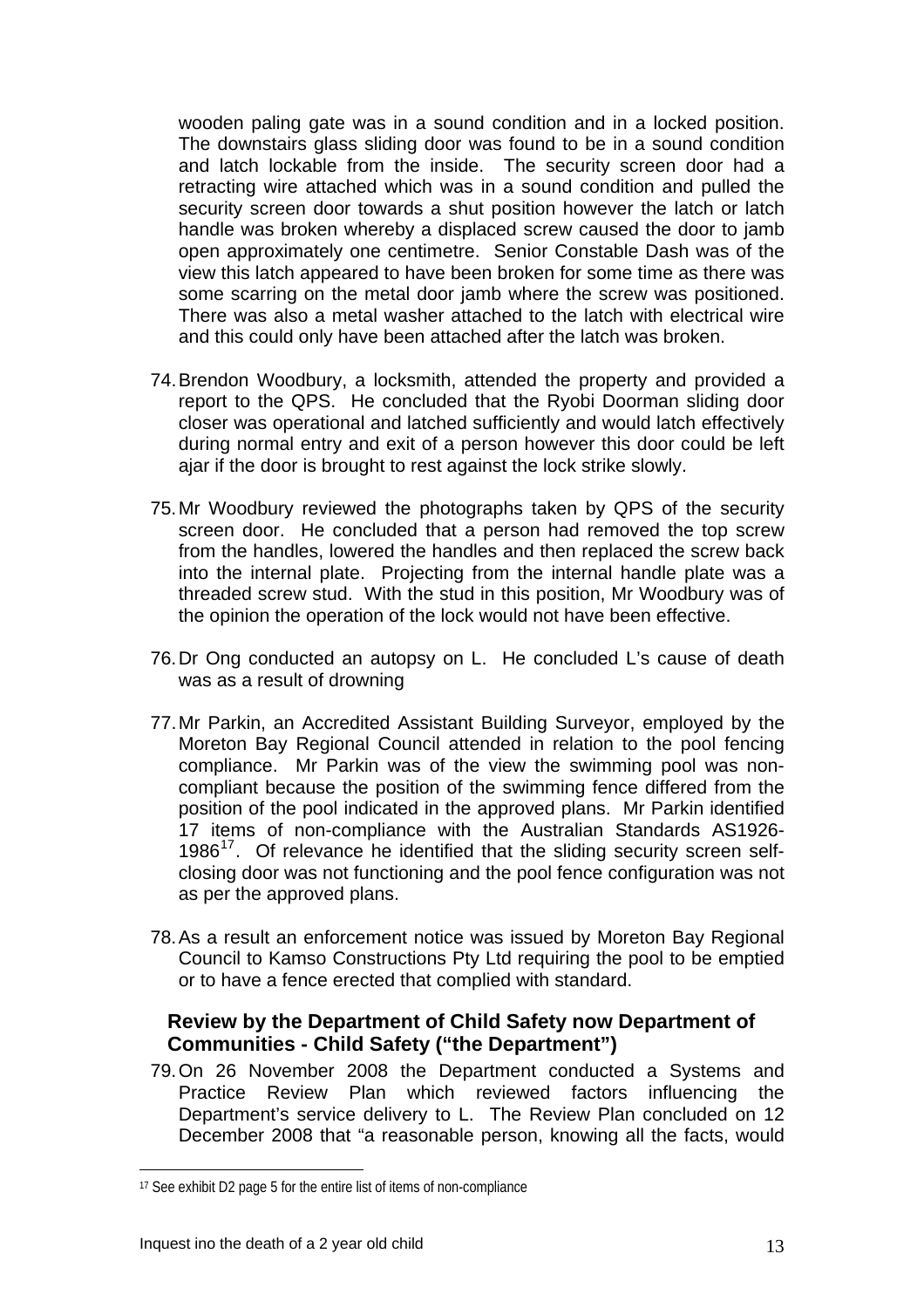wooden paling gate was in a sound condition and in a locked position. The downstairs glass sliding door was found to be in a sound condition and latch lockable from the inside. The security screen door had a retracting wire attached which was in a sound condition and pulled the security screen door towards a shut position however the latch or latch handle was broken whereby a displaced screw caused the door to jamb open approximately one centimetre. Senior Constable Dash was of the view this latch appeared to have been broken for some time as there was some scarring on the metal door jamb where the screw was positioned. There was also a metal washer attached to the latch with electrical wire and this could only have been attached after the latch was broken.

74. Brendon Woodbury, a locksmith, attended the property and provided a report to the QPS. He concluded that the Ryobi Doorman sliding door closer was operational and latched sufficiently and would latch effectively during normal entry and exit of a person however this door could be left ajar if the door is brought to rest against the lock strike slowly.

75. Mr Woodbury reviewed the photographs taken by QPS of the security screen door. He concluded that a person had removed the top screw from the handles, lowered the handles and then replaced the screw back into the internal plate. Projecting from the internal handle plate was a threaded screw stud. With the stud in this position, Mr Woodbury was of the opinion the operation of the lock would not have been effective.

76. Dr Ong conducted an autopsy on L. He concluded L's cause of death was as a result of drowning

77. Mr Parkin, an Accredited Assistant Building Surveyor, employed by the Moreton Bay Regional Council attended in relation to the pool fencing compliance. Mr Parkin was of the view the swimming pool was non-compliant because the position of the swimming fence differed from the position of the pool indicated in the approved plans. Mr Parkin identified 17 items of non-compliance with the Australian Standards AS1926-1986[17]. Of relevance he identified that the sliding security screen self-closing door was not functioning and the pool fence configuration was not as per the approved plans.

78. As a result an enforcement notice was issued by Moreton Bay Regional Council to Kamso Constructions Pty Ltd requiring the pool to be emptied or to have a fence erected that complied with standard.

### Review by the Department of Child Safety now Department of Communities - Child Safety ("the Department")

79. On 26 November 2008 the Department conducted a Systems and Practice Review Plan which reviewed factors influencing the Department's service delivery to L. The Review Plan concluded on 12 December 2008 that "a reasonable person, knowing all the facts, would

---

[17] See exhibit D2 page 5 for the entire list of items of non-compliance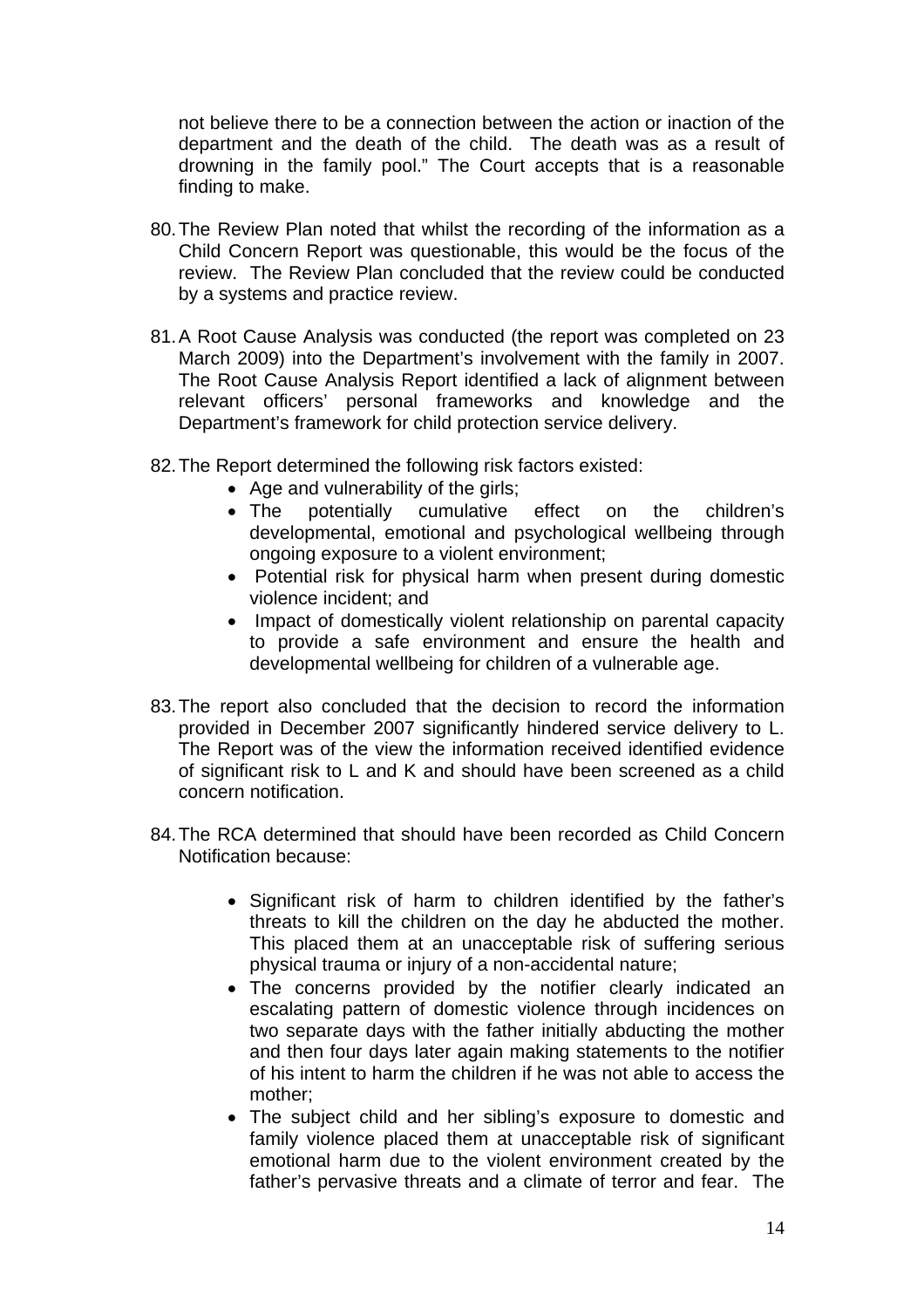not believe there to be a connection between the action or inaction of the department and the death of the child. The death was as a result of drowning in the family pool." The Court accepts that is a reasonable finding to make.

80. The Review Plan noted that whilst the recording of the information as a Child Concern Report was questionable, this would be the focus of the review. The Review Plan concluded that the review could be conducted by a systems and practice review.

81. A Root Cause Analysis was conducted (the report was completed on 23 March 2009) into the Department's involvement with the family in 2007. The Root Cause Analysis Report identified a lack of alignment between relevant officers' personal frameworks and knowledge and the Department's framework for child protection service delivery.

82. The Report determined the following risk factors existed:
    - Age and vulnerability of the girls;
    - The potentially cumulative effect on the children's developmental, emotional and psychological wellbeing through ongoing exposure to a violent environment;
    - Potential risk for physical harm when present during domestic violence incident; and
    - Impact of domestically violent relationship on parental capacity to provide a safe environment and ensure the health and developmental wellbeing for children of a vulnerable age.

83. The report also concluded that the decision to record the information provided in December 2007 significantly hindered service delivery to L. The Report was of the view the information received identified evidence of significant risk to L and K and should have been screened as a child concern notification.

84. The RCA determined that should have been recorded as Child Concern Notification because:

    - Significant risk of harm to children identified by the father's threats to kill the children on the day he abducted the mother. This placed them at an unacceptable risk of suffering serious physical trauma or injury of a non-accidental nature;
    - The concerns provided by the notifier clearly indicated an escalating pattern of domestic violence through incidences on two separate days with the father initially abducting the mother and then four days later again making statements to the notifier of his intent to harm the children if he was not able to access the mother;
    - The subject child and her sibling's exposure to domestic and family violence placed them at unacceptable risk of significant emotional harm due to the violent environment created by the father's pervasive threats and a climate of terror and fear. The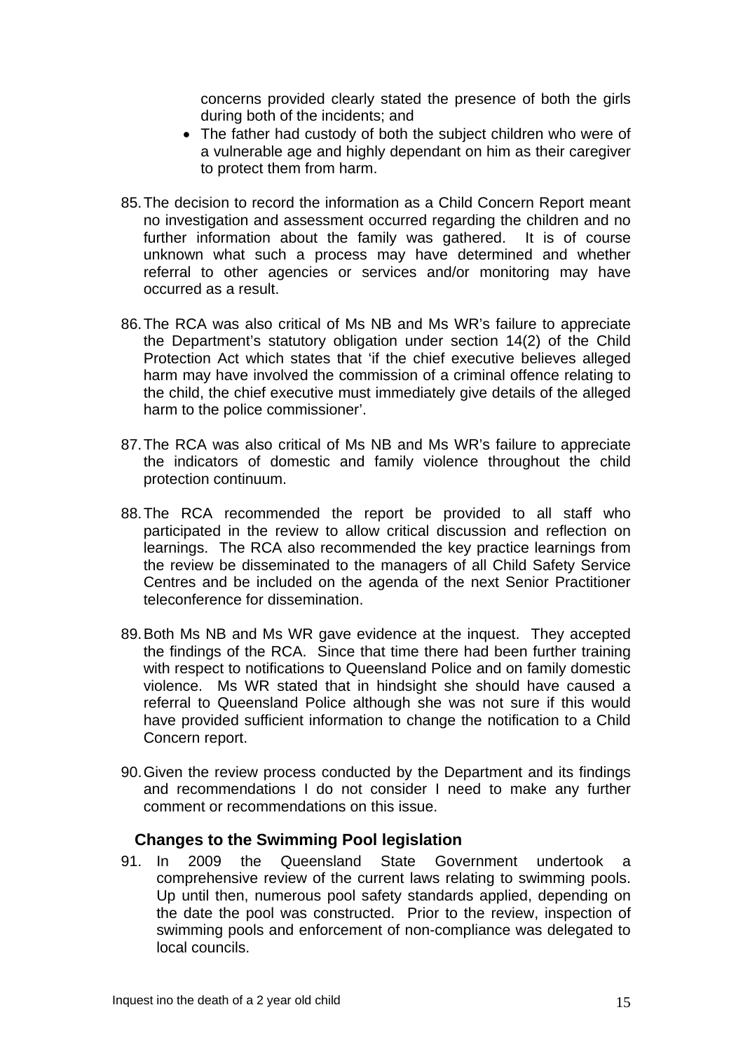concerns provided clearly stated the presence of both the girls during both of the incidents; and

- The father had custody of both the subject children who were of a vulnerable age and highly dependant on him as their caregiver to protect them from harm.

85. The decision to record the information as a Child Concern Report meant no investigation and assessment occurred regarding the children and no further information about the family was gathered. It is of course unknown what such a process may have determined and whether referral to other agencies or services and/or monitoring may have occurred as a result.

86. The RCA was also critical of Ms NB and Ms WR's failure to appreciate the Department's statutory obligation under section 14(2) of the Child Protection Act which states that 'if the chief executive believes alleged harm may have involved the commission of a criminal offence relating to the child, the chief executive must immediately give details of the alleged harm to the police commissioner'.

87. The RCA was also critical of Ms NB and Ms WR's failure to appreciate the indicators of domestic and family violence throughout the child protection continuum.

88. The RCA recommended the report be provided to all staff who participated in the review to allow critical discussion and reflection on learnings. The RCA also recommended the key practice learnings from the review be disseminated to the managers of all Child Safety Service Centres and be included on the agenda of the next Senior Practitioner teleconference for dissemination.

89. Both Ms NB and Ms WR gave evidence at the inquest. They accepted the findings of the RCA. Since that time there had been further training with respect to notifications to Queensland Police and on family domestic violence. Ms WR stated that in hindsight she should have caused a referral to Queensland Police although she was not sure if this would have provided sufficient information to change the notification to a Child Concern report.

90. Given the review process conducted by the Department and its findings and recommendations I do not consider I need to make any further comment or recommendations on this issue.

## Changes to the Swimming Pool legislation

91. In 2009 the Queensland State Government undertook a comprehensive review of the current laws relating to swimming pools. Up until then, numerous pool safety standards applied, depending on the date the pool was constructed. Prior to the review, inspection of swimming pools and enforcement of non-compliance was delegated to local councils.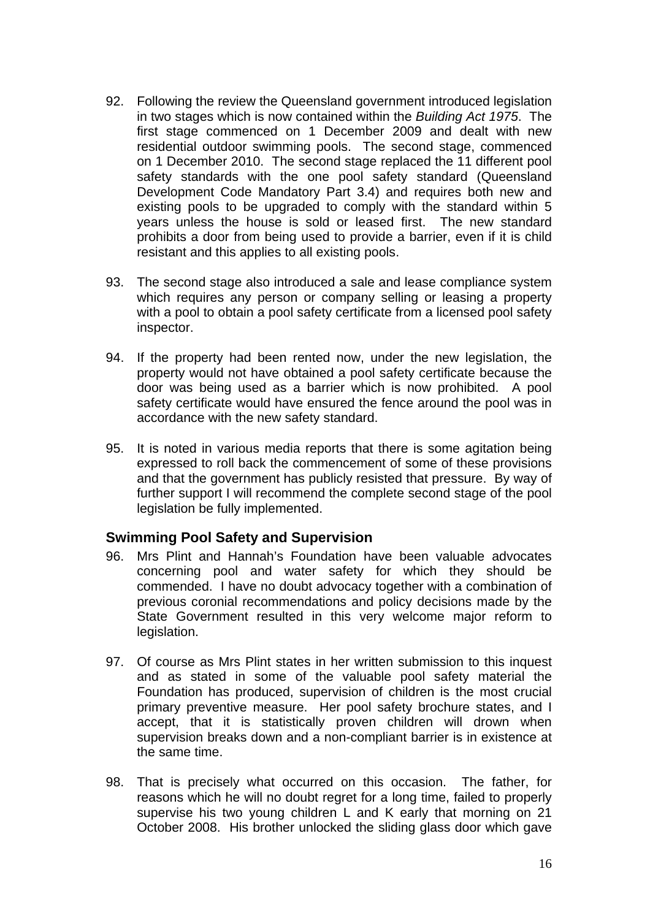92. Following the review the Queensland government introduced legislation in two stages which is now contained within the *Building Act 1975*. The first stage commenced on 1 December 2009 and dealt with new residential outdoor swimming pools. The second stage, commenced on 1 December 2010. The second stage replaced the 11 different pool safety standards with the one pool safety standard (Queensland Development Code Mandatory Part 3.4) and requires both new and existing pools to be upgraded to comply with the standard within 5 years unless the house is sold or leased first. The new standard prohibits a door from being used to provide a barrier, even if it is child resistant and this applies to all existing pools.

93. The second stage also introduced a sale and lease compliance system which requires any person or company selling or leasing a property with a pool to obtain a pool safety certificate from a licensed pool safety inspector.

94. If the property had been rented now, under the new legislation, the property would not have obtained a pool safety certificate because the door was being used as a barrier which is now prohibited. A pool safety certificate would have ensured the fence around the pool was in accordance with the new safety standard.

95. It is noted in various media reports that there is some agitation being expressed to roll back the commencement of some of these provisions and that the government has publicly resisted that pressure. By way of further support I will recommend the complete second stage of the pool legislation be fully implemented.

## Swimming Pool Safety and Supervision

96. Mrs Plint and Hannah's Foundation have been valuable advocates concerning pool and water safety for which they should be commended. I have no doubt advocacy together with a combination of previous coronial recommendations and policy decisions made by the State Government resulted in this very welcome major reform to legislation.

97. Of course as Mrs Plint states in her written submission to this inquest and as stated in some of the valuable pool safety material the Foundation has produced, supervision of children is the most crucial primary preventive measure. Her pool safety brochure states, and I accept, that it is statistically proven children will drown when supervision breaks down and a non-compliant barrier is in existence at the same time.

98. That is precisely what occurred on this occasion. The father, for reasons which he will no doubt regret for a long time, failed to properly supervise his two young children L and K early that morning on 21 October 2008. His brother unlocked the sliding glass door which gave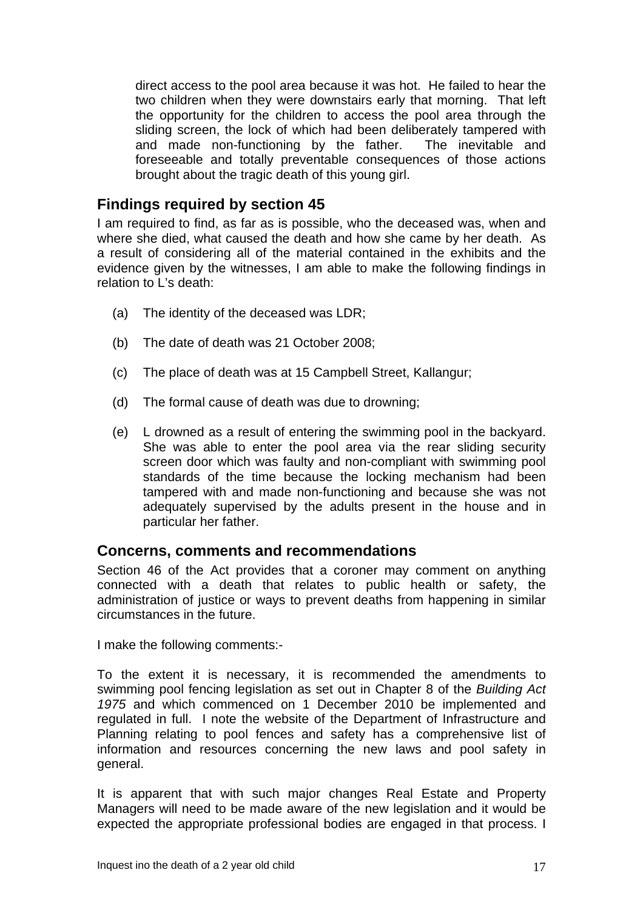direct access to the pool area because it was hot. He failed to hear the two children when they were downstairs early that morning. That left the opportunity for the children to access the pool area through the sliding screen, the lock of which had been deliberately tampered with and made non-functioning by the father. The inevitable and foreseeable and totally preventable consequences of those actions brought about the tragic death of this young girl.

## Findings required by section 45

I am required to find, as far as is possible, who the deceased was, when and where she died, what caused the death and how she came by her death. As a result of considering all of the material contained in the exhibits and the evidence given by the witnesses, I am able to make the following findings in relation to L's death:

(a) The identity of the deceased was LDR;

(b) The date of death was 21 October 2008;

(c) The place of death was at 15 Campbell Street, Kallangur;

(d) The formal cause of death was due to drowning;

(e) L drowned as a result of entering the swimming pool in the backyard. She was able to enter the pool area via the rear sliding security screen door which was faulty and non-compliant with swimming pool standards of the time because the locking mechanism had been tampered with and made non-functioning and because she was not adequately supervised by the adults present in the house and in particular her father.

## Concerns, comments and recommendations

Section 46 of the Act provides that a coroner may comment on anything connected with a death that relates to public health or safety, the administration of justice or ways to prevent deaths from happening in similar circumstances in the future.

I make the following comments:-

To the extent it is necessary, it is recommended the amendments to swimming pool fencing legislation as set out in Chapter 8 of the *Building Act 1975* and which commenced on 1 December 2010 be implemented and regulated in full. I note the website of the Department of Infrastructure and Planning relating to pool fences and safety has a comprehensive list of information and resources concerning the new laws and pool safety in general.

It is apparent that with such major changes Real Estate and Property Managers will need to be made aware of the new legislation and it would be expected the appropriate professional bodies are engaged in that process. I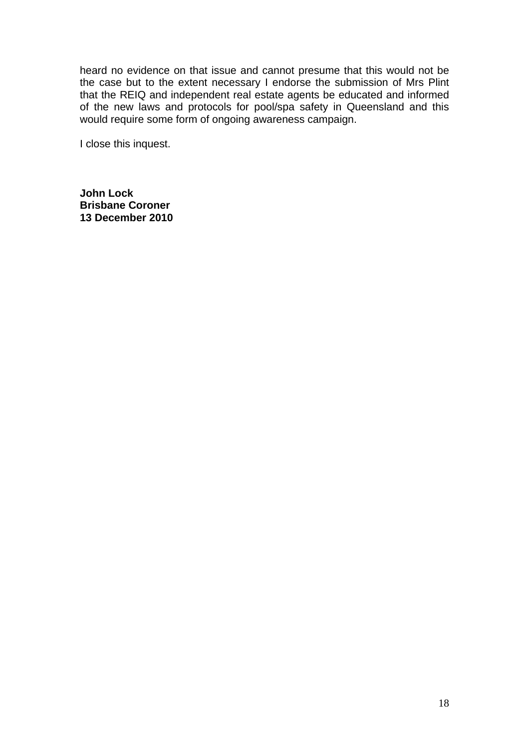heard no evidence on that issue and cannot presume that this would not be the case but to the extent necessary I endorse the submission of Mrs Plint that the REIQ and independent real estate agents be educated and informed of the new laws and protocols for pool/spa safety in Queensland and this would require some form of ongoing awareness campaign.

I close this inquest.

**John Lock**
**Brisbane Coroner**
**13 December 2010**